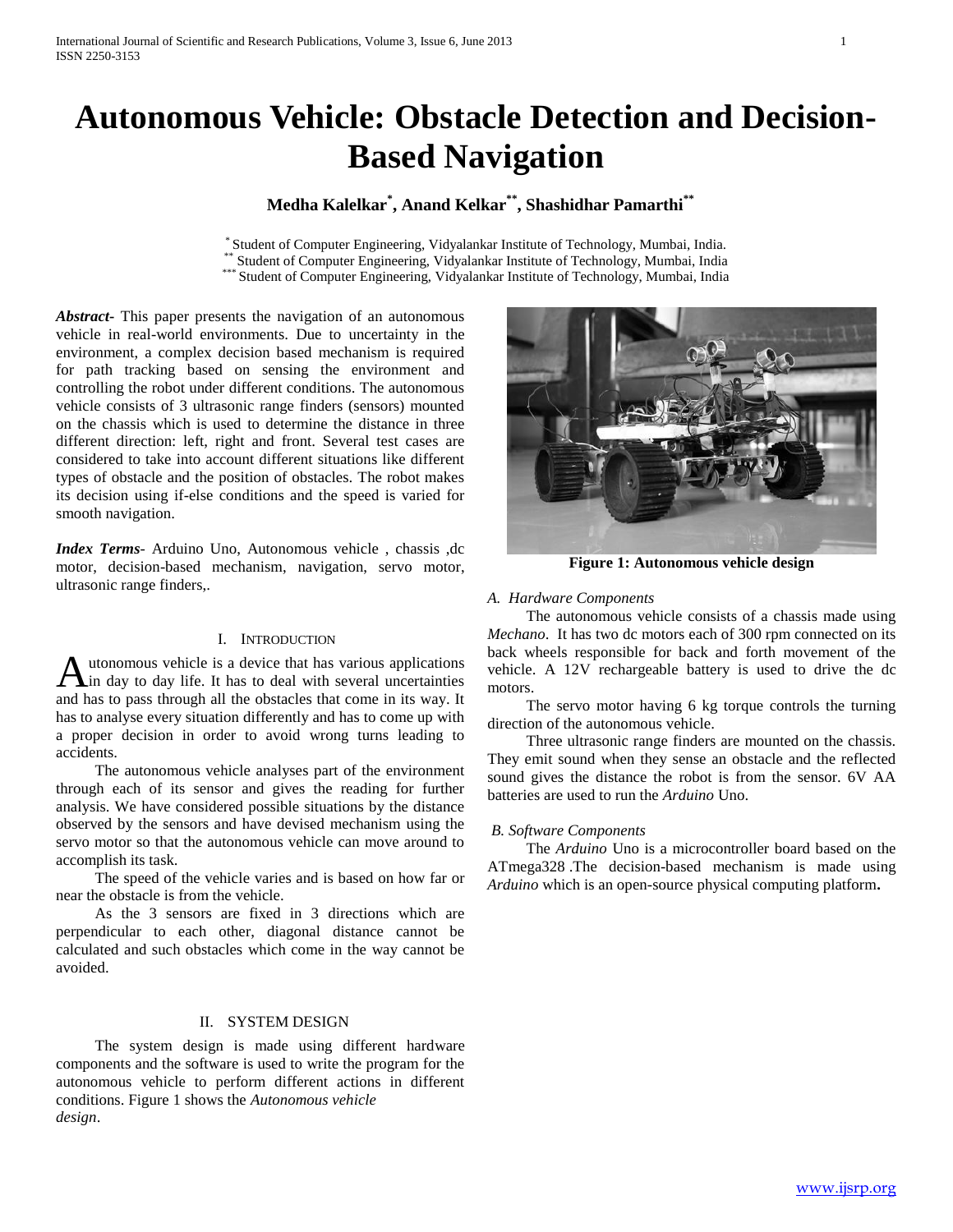# Autonomous Vehicle: Obstacle Detection and Decision-Based Navigation

**Medha Kalelkar[*], Anand Kelkar[**], Shashidhar Pamarthi[**]**

[*] Student of Computer Engineering, Vidyalankar Institute of Technology, Mumbai, India.
[**] Student of Computer Engineering, Vidyalankar Institute of Technology, Mumbai, India
[***] Student of Computer Engineering, Vidyalankar Institute of Technology, Mumbai, India

***Abstract*-** This paper presents the navigation of an autonomous vehicle in real-world environments. Due to uncertainty in the environment, a complex decision based mechanism is required for path tracking based on sensing the environment and controlling the robot under different conditions. The autonomous vehicle consists of 3 ultrasonic range finders (sensors) mounted on the chassis which is used to determine the distance in three different direction: left, right and front. Several test cases are considered to take into account different situations like different types of obstacle and the position of obstacles. The robot makes its decision using if-else conditions and the speed is varied for smooth navigation.

***Index Terms*-** Arduino Uno, Autonomous vehicle , chassis ,dc motor, decision-based mechanism, navigation, servo motor, ultrasonic range finders,.

## I. Introduction

Autonomous vehicle is a device that has various applications in day to day life. It has to deal with several uncertainties and has to pass through all the obstacles that come in its way. It has to analyse every situation differently and has to come up with a proper decision in order to avoid wrong turns leading to accidents.

The autonomous vehicle analyses part of the environment through each of its sensor and gives the reading for further analysis. We have considered possible situations by the distance observed by the sensors and have devised mechanism using the servo motor so that the autonomous vehicle can move around to accomplish its task.

The speed of the vehicle varies and is based on how far or near the obstacle is from the vehicle.

As the 3 sensors are fixed in 3 directions which are perpendicular to each other, diagonal distance cannot be calculated and such obstacles which come in the way cannot be avoided.

## II. System Design

The system design is made using different hardware components and the software is used to write the program for the autonomous vehicle to perform different actions in different conditions. Figure 1 shows the *Autonomous vehicle design*.

**Figure 1: Autonomous vehicle design**

### *A. Hardware Components*

The autonomous vehicle consists of a chassis made using *Mechano*. It has two dc motors each of 300 rpm connected on its back wheels responsible for back and forth movement of the vehicle. A 12V rechargeable battery is used to drive the dc motors.

The servo motor having 6 kg torque controls the turning direction of the autonomous vehicle.

Three ultrasonic range finders are mounted on the chassis. They emit sound when they sense an obstacle and the reflected sound gives the distance the robot is from the sensor. 6V AA batteries are used to run the *Arduino* Uno.

### *B. Software Components*

The *Arduino* Uno is a microcontroller board based on the ATmega328 .The decision-based mechanism is made using *Arduino* which is an open-source physical computing platform**.**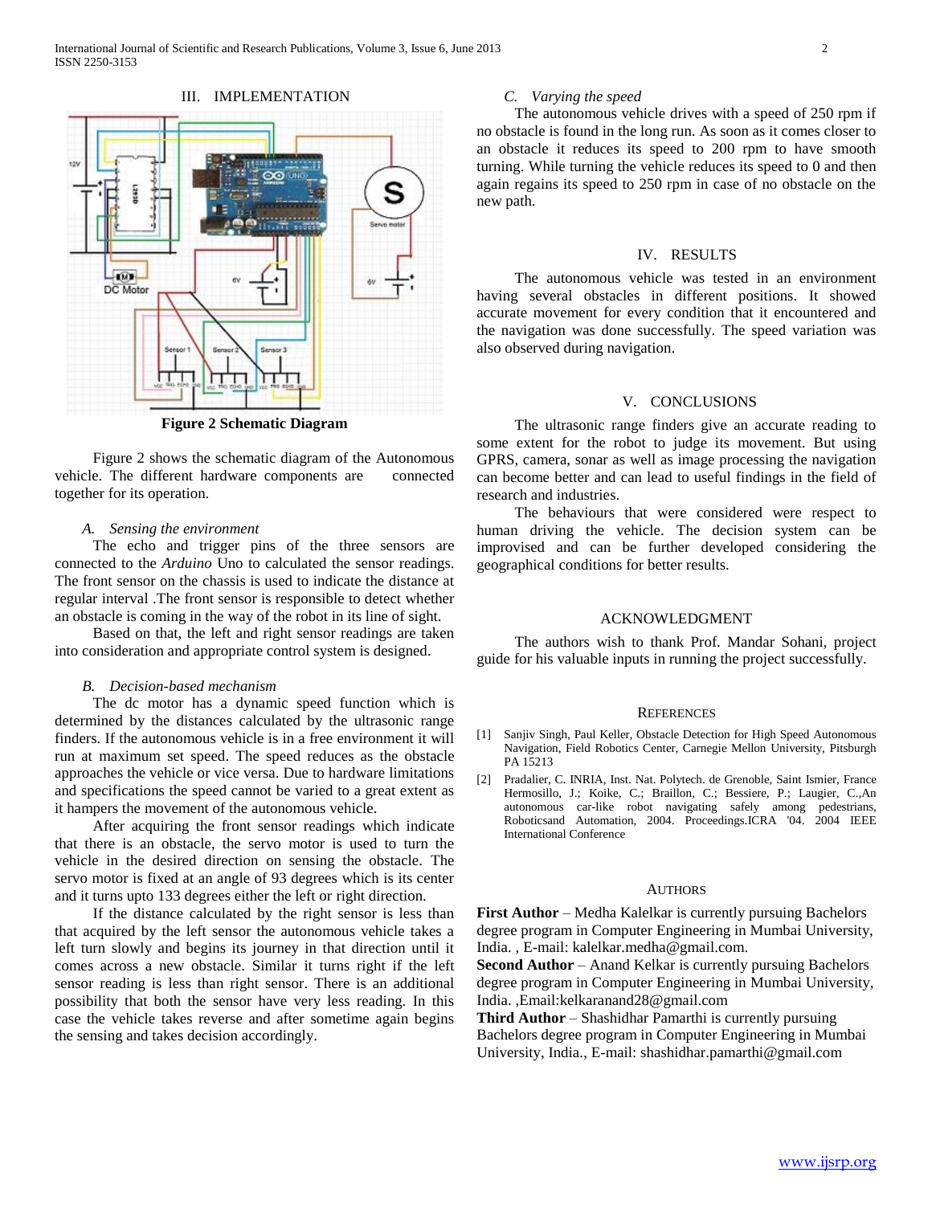## III. IMPLEMENTATION

Figure 2 Schematic Diagram

Figure 2 shows the schematic diagram of the Autonomous vehicle. The different hardware components are connected together for its operation.

### A. *Sensing the environment*

The echo and trigger pins of the three sensors are connected to the *Arduino* Uno to calculated the sensor readings. The front sensor on the chassis is used to indicate the distance at regular interval .The front sensor is responsible to detect whether an obstacle is coming in the way of the robot in its line of sight.

Based on that, the left and right sensor readings are taken into consideration and appropriate control system is designed.

### B. *Decision-based mechanism*

The dc motor has a dynamic speed function which is determined by the distances calculated by the ultrasonic range finders. If the autonomous vehicle is in a free environment it will run at maximum set speed. The speed reduces as the obstacle approaches the vehicle or vice versa. Due to hardware limitations and specifications the speed cannot be varied to a great extent as it hampers the movement of the autonomous vehicle.

After acquiring the front sensor readings which indicate that there is an obstacle, the servo motor is used to turn the vehicle in the desired direction on sensing the obstacle. The servo motor is fixed at an angle of 93 degrees which is its center and it turns upto 133 degrees either the left or right direction.

If the distance calculated by the right sensor is less than that acquired by the left sensor the autonomous vehicle takes a left turn slowly and begins its journey in that direction until it comes across a new obstacle. Similar it turns right if the left sensor reading is less than right sensor. There is an additional possibility that both the sensor have very less reading. In this case the vehicle takes reverse and after sometime again begins the sensing and takes decision accordingly.

### C. *Varying the speed*

The autonomous vehicle drives with a speed of 250 rpm if no obstacle is found in the long run. As soon as it comes closer to an obstacle it reduces its speed to 200 rpm to have smooth turning. While turning the vehicle reduces its speed to 0 and then again regains its speed to 250 rpm in case of no obstacle on the new path.

## IV. RESULTS

The autonomous vehicle was tested in an environment having several obstacles in different positions. It showed accurate movement for every condition that it encountered and the navigation was done successfully. The speed variation was also observed during navigation.

## V. CONCLUSIONS

The ultrasonic range finders give an accurate reading to some extent for the robot to judge its movement. But using GPRS, camera, sonar as well as image processing the navigation can become better and can lead to useful findings in the field of research and industries.

The behaviours that were considered were respect to human driving the vehicle. The decision system can be improvised and can be further developed considering the geographical conditions for better results.

## ACKNOWLEDGMENT

The authors wish to thank Prof. Mandar Sohani, project guide for his valuable inputs in running the project successfully.

## REFERENCES

[1] Sanjiv Singh, Paul Keller, Obstacle Detection for High Speed Autonomous Navigation, Field Robotics Center, Carnegie Mellon University, Pitsburgh PA 15213

[2] Pradalier, C. INRIA, Inst. Nat. Polytech. de Grenoble, Saint Ismier, France Hermosillo, J.; Koike, C.; Braillon, C.; Bessiere, P.; Laugier, C.,An autonomous car-like robot navigating safely among pedestrians, Roboticsand Automation, 2004. Proceedings.ICRA '04. 2004 IEEE International Conference

## AUTHORS

**First Author** – Medha Kalelkar is currently pursuing Bachelors degree program in Computer Engineering in Mumbai University, India. , E-mail: kalelkar.medha@gmail.com.

**Second Author** – Anand Kelkar is currently pursuing Bachelors degree program in Computer Engineering in Mumbai University, India. ,Email:kelkaranand28@gmail.com

**Third Author** – Shashidhar Pamarthi is currently pursuing Bachelors degree program in Computer Engineering in Mumbai University, India., E-mail: shashidhar.pamarthi@gmail.com